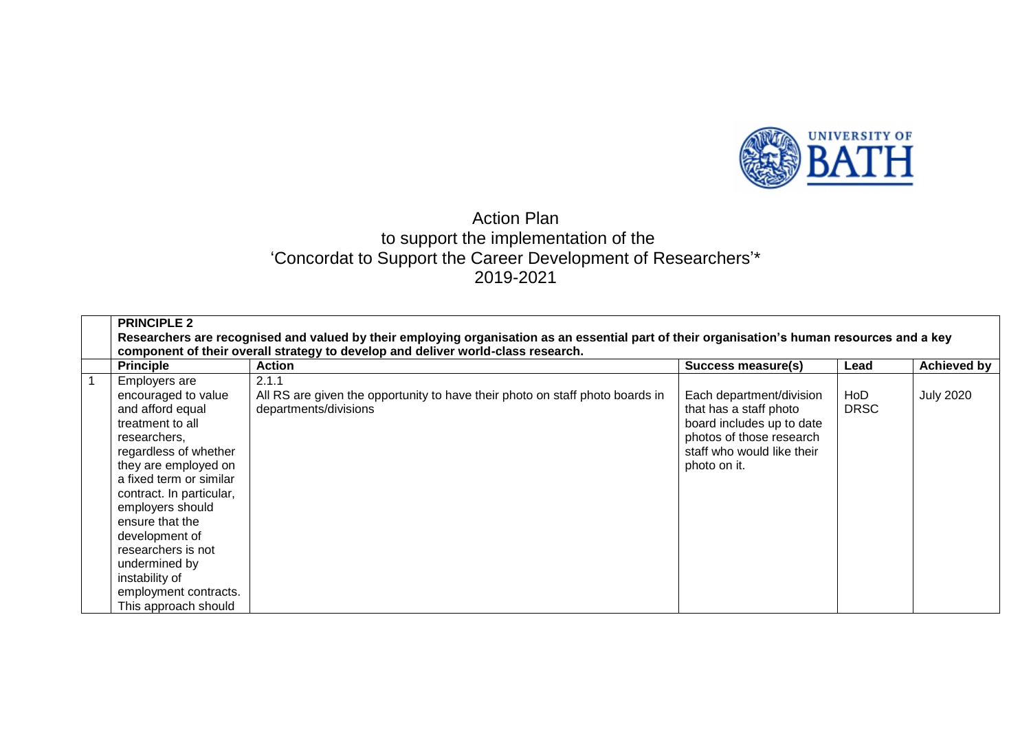# Action Plan
## to support the implementation of the
## 'Concordat to Support the Career Development of Researchers'*
## 2019-2021

| | **PRINCIPLE 2**<br>**Researchers are recognised and valued by their employing organisation as an essential part of their organisation's human resources and a key component of their overall strategy to develop and deliver world-class research.** | | | | |
|---|---|---|---|---|---|
| | **Principle** | **Action** | **Success measure(s)** | **Lead** | **Achieved by** |
| 1 | Employers are encouraged to value and afford equal treatment to all researchers, regardless of whether they are employed on a fixed term or similar contract. In particular, employers should ensure that the development of researchers is not undermined by instability of employment contracts. This approach should | 2.1.1<br>All RS are given the opportunity to have their photo on staff photo boards in departments/divisions | Each department/division that has a staff photo board includes up to date photos of those research staff who would like their photo on it. | HoD<br>DRSC | July 2020 |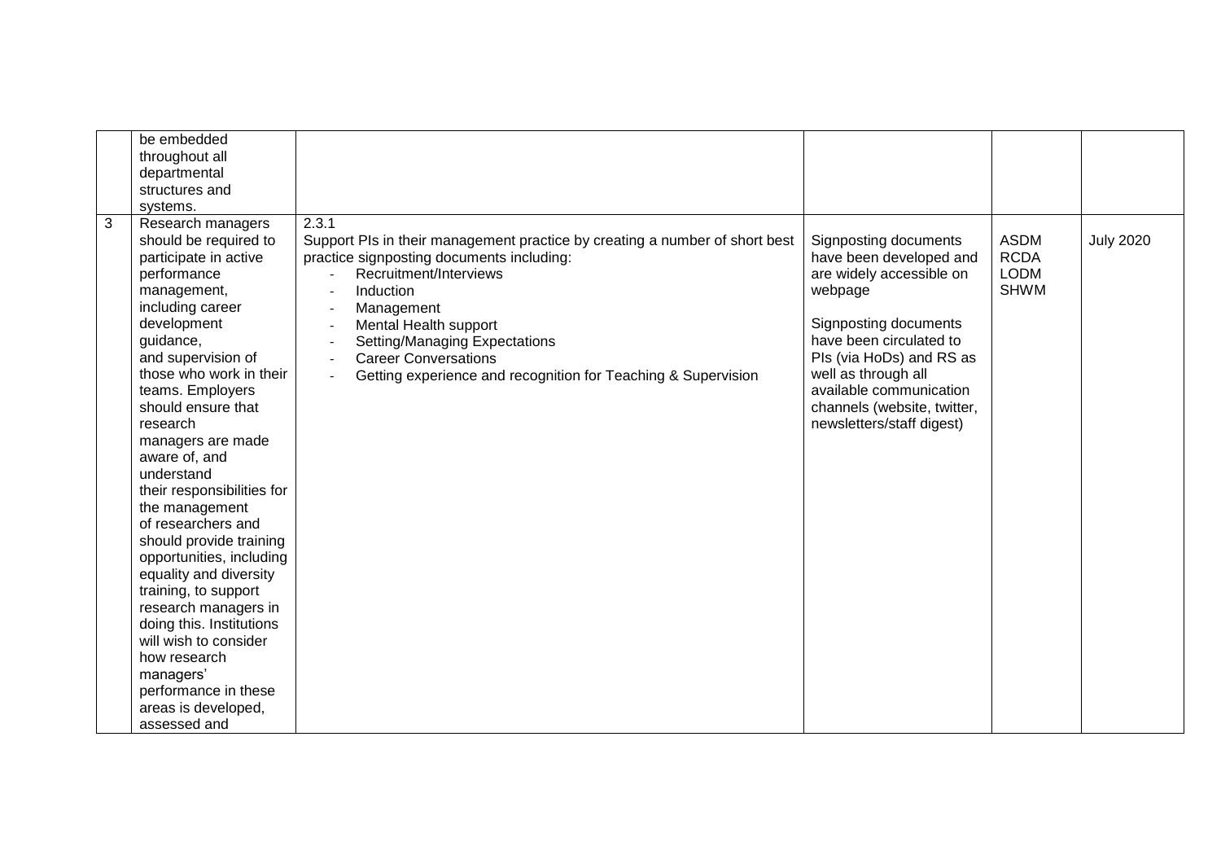| | | | | | |
|---|---|---|---|---|---|
| | be embedded throughout all departmental structures and systems. | | | | |
| 3 | Research managers should be required to participate in active performance management, including career development guidance, and supervision of those who work in their teams. Employers should ensure that research managers are made aware of, and understand their responsibilities for the management of researchers and should provide training opportunities, including equality and diversity training, to support research managers in doing this. Institutions will wish to consider how research managers' performance in these areas is developed, assessed and | 2.3.1<br>Support PIs in their management practice by creating a number of short best practice signposting documents including:<br>- Recruitment/Interviews<br>- Induction<br>- Management<br>- Mental Health support<br>- Setting/Managing Expectations<br>- Career Conversations<br>- Getting experience and recognition for Teaching & Supervision | Signposting documents have been developed and are widely accessible on webpage<br><br>Signposting documents have been circulated to PIs (via HoDs) and RS as well as through all available communication channels (website, twitter, newsletters/staff digest) | ASDM<br>RCDA<br>LODM<br>SHWM | July 2020 |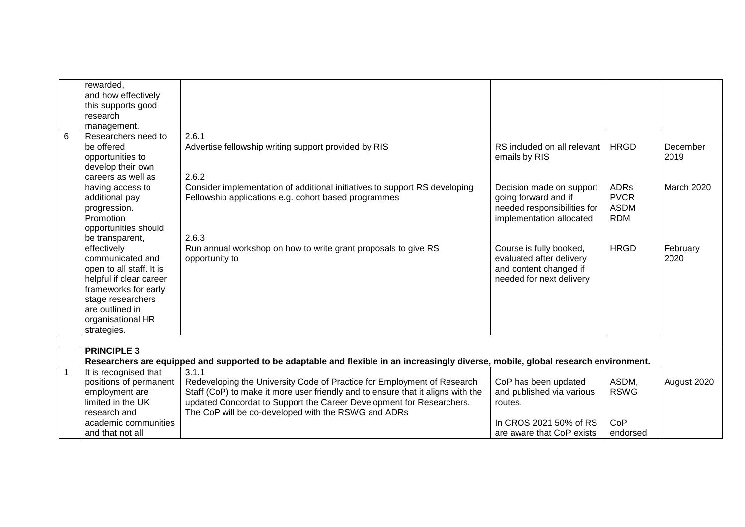| | | | | | |
|---|---|---|---|---|---|
| | rewarded, and how effectively this supports good research management. | | | | |
| 6 | Researchers need to be offered opportunities to develop their own careers as well as having access to additional pay progression. Promotion opportunities should be transparent, effectively communicated and open to all staff. It is helpful if clear career frameworks for early stage researchers are outlined in organisational HR strategies. | 2.6.1<br>Advertise fellowship writing support provided by RIS<br><br>2.6.2<br>Consider implementation of additional initiatives to support RS developing Fellowship applications e.g. cohort based programmes<br><br>2.6.3<br>Run annual workshop on how to write grant proposals to give RS opportunity to | RS included on all relevant emails by RIS<br><br>Decision made on support going forward and if needed responsibilities for implementation allocated<br><br>Course is fully booked, evaluated after delivery and content changed if needed for next delivery | HRGD<br><br>ADRs<br>PVCR<br>ASDM<br>RDM<br><br>HRGD | December 2019<br><br>March 2020<br><br>February 2020 |
| | | | | | |
| | **PRINCIPLE 3**<br>**Researchers are equipped and supported to be adaptable and flexible in an increasingly diverse, mobile, global research environment.** | | | | |
| 1 | It is recognised that positions of permanent employment are limited in the UK research and academic communities and that not all | 3.1.1<br>Redeveloping the University Code of Practice for Employment of Research Staff (CoP) to make it more user friendly and to ensure that it aligns with the updated Concordat to Support the Career Development for Researchers. The CoP will be co-developed with the RSWG and ADRs | CoP has been updated and published via various routes.<br><br>In CROS 2021 50% of RS are aware that CoP exists | ASDM, RSWG<br><br>CoP endorsed | August 2020 |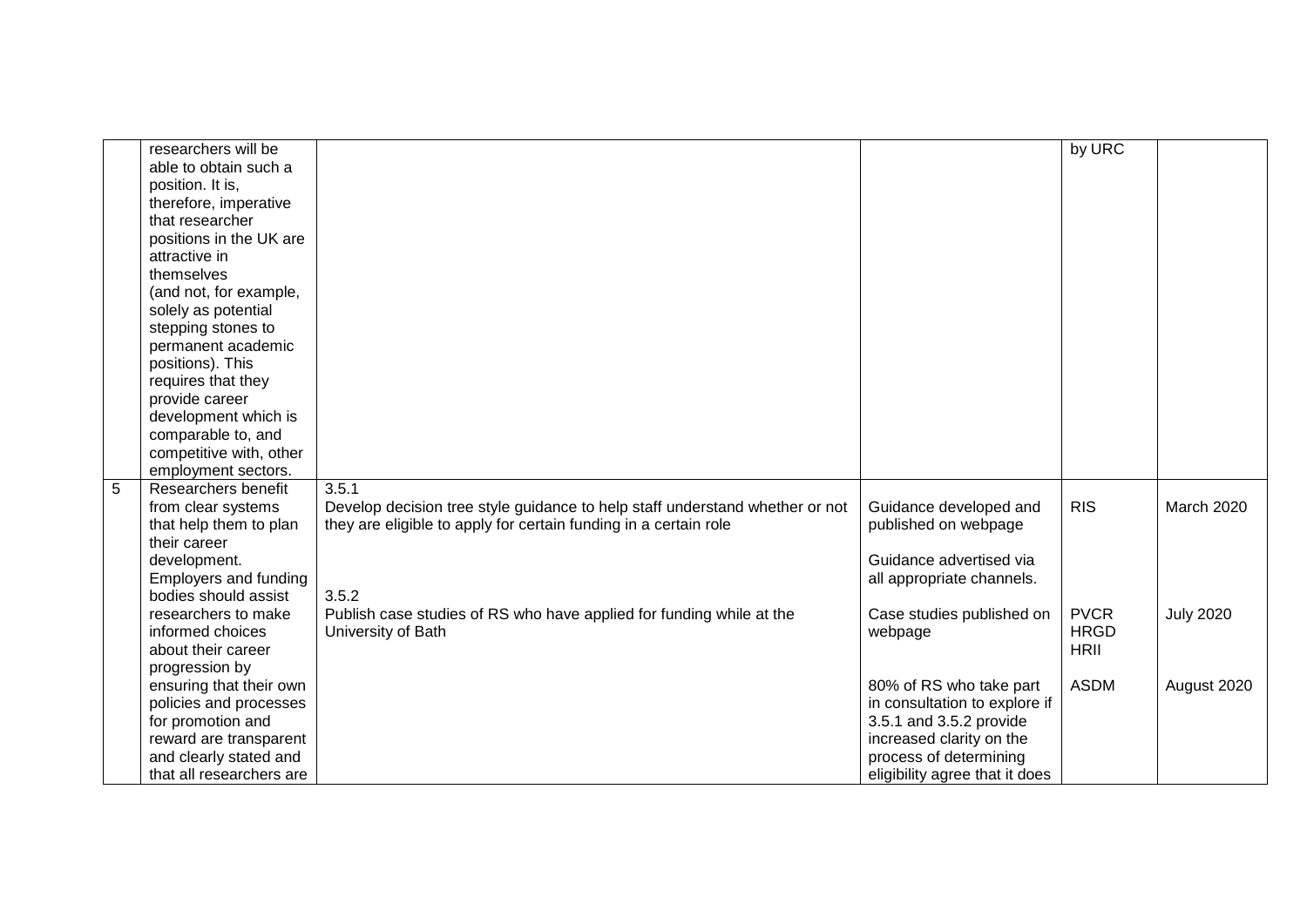|  |  |  |  |  |  |
|---|---|---|---|---|---|
|  | researchers will be able to obtain such a position. It is, therefore, imperative that researcher positions in the UK are attractive in themselves (and not, for example, solely as potential stepping stones to permanent academic positions). This requires that they provide career development which is comparable to, and competitive with, other employment sectors. |  |  | by URC |  |
| 5 | Researchers benefit from clear systems that help them to plan their career development. Employers and funding bodies should assist researchers to make informed choices about their career progression by ensuring that their own policies and processes for promotion and reward are transparent and clearly stated and that all researchers are | 3.5.1<br>Develop decision tree style guidance to help staff understand whether or not they are eligible to apply for certain funding in a certain role | Guidance developed and published on webpage<br><br>Guidance advertised via all appropriate channels. | RIS | March 2020 |
|  |  | 3.5.2<br>Publish case studies of RS who have applied for funding while at the University of Bath | Case studies published on webpage | PVCR<br>HRGD<br>HRII | July 2020 |
|  |  |  | 80% of RS who take part in consultation to explore if 3.5.1 and 3.5.2 provide increased clarity on the process of determining eligibility agree that it does | ASDM | August 2020 |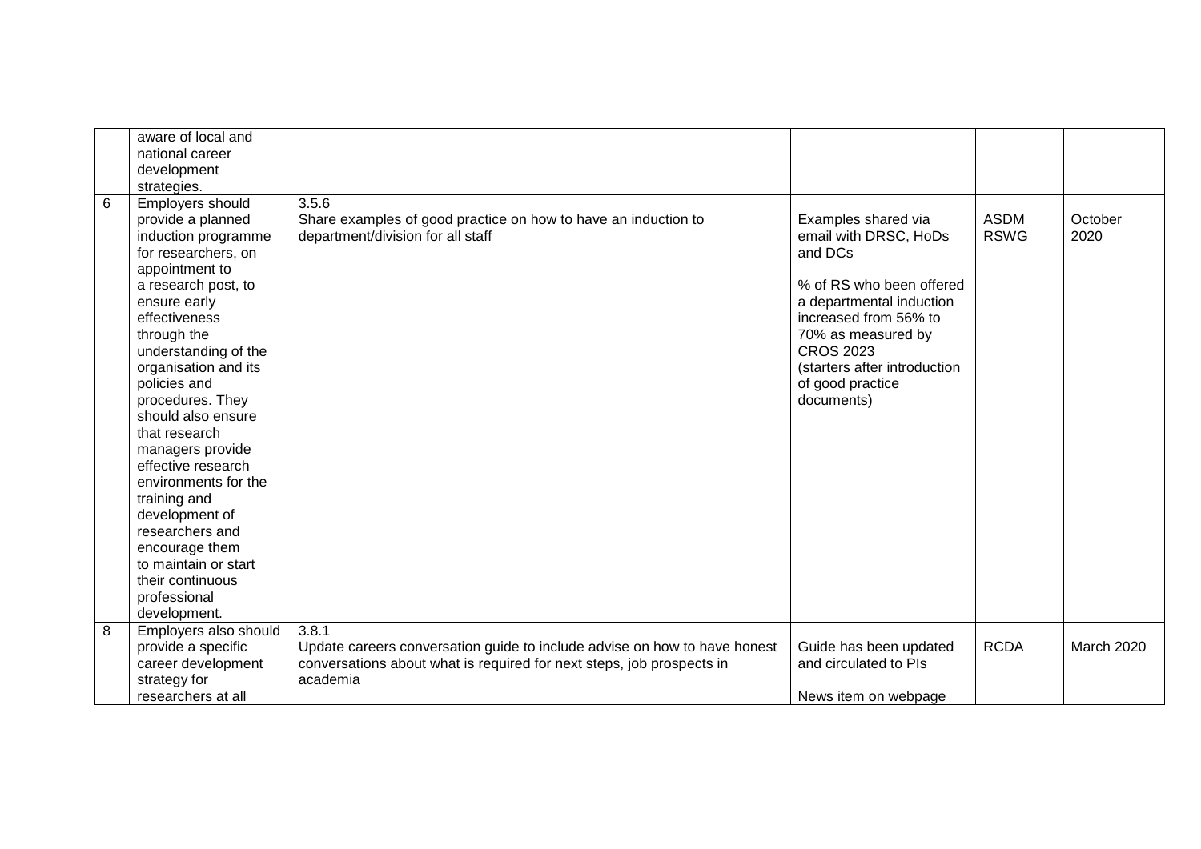|   |   |   |   |   |   |
|---|---|---|---|---|---|
|   | aware of local and national career development strategies. |   |   |   |   |
| 6 | Employers should provide a planned induction programme for researchers, on appointment to a research post, to ensure early effectiveness through the understanding of the organisation and its policies and procedures. They should also ensure that research managers provide effective research environments for the training and development of researchers and encourage them to maintain or start their continuous professional development. | 3.5.6<br>Share examples of good practice on how to have an induction to department/division for all staff | Examples shared via email with DRSC, HoDs and DCs<br><br>% of RS who been offered a departmental induction increased from 56% to 70% as measured by CROS 2023 (starters after introduction of good practice documents) | ASDM RSWG | October 2020 |
| 8 | Employers also should provide a specific career development strategy for researchers at all | 3.8.1<br>Update careers conversation guide to include advise on how to have honest conversations about what is required for next steps, job prospects in academia | Guide has been updated and circulated to PIs<br><br>News item on webpage | RCDA | March 2020 |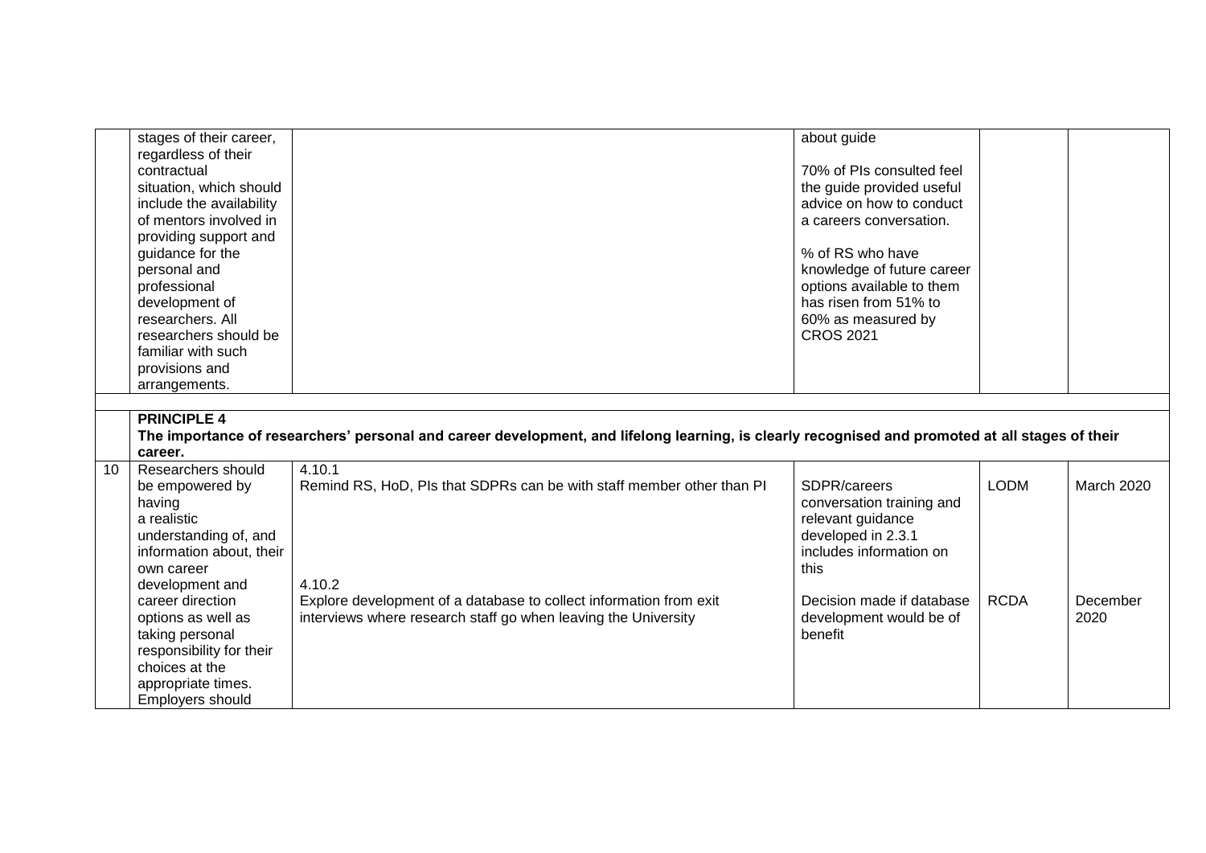| | | | | | |
|---|---|---|---|---|---|
| | stages of their career, regardless of their contractual situation, which should include the availability of mentors involved in providing support and guidance for the personal and professional development of researchers. All researchers should be familiar with such provisions and arrangements. | | about guide<br><br>70% of PIs consulted feel the guide provided useful advice on how to conduct a careers conversation.<br><br>% of RS who have knowledge of future career options available to them has risen from 51% to 60% as measured by CROS 2021 | | |
| | | | | | |
| | **PRINCIPLE 4**<br>**The importance of researchers' personal and career development, and lifelong learning, is clearly recognised and promoted at all stages of their career.** | | | | |
| 10 | Researchers should be empowered by having a realistic understanding of, and information about, their own career development and career direction options as well as taking personal responsibility for their choices at the appropriate times. Employers should | 4.10.1<br>Remind RS, HoD, PIs that SDPRs can be with staff member other than PI | SDPR/careers conversation training and relevant guidance developed in 2.3.1 includes information on this | LODM | March 2020 |
| | | 4.10.2<br>Explore development of a database to collect information from exit interviews where research staff go when leaving the University | Decision made if database development would be of benefit | RCDA | December 2020 |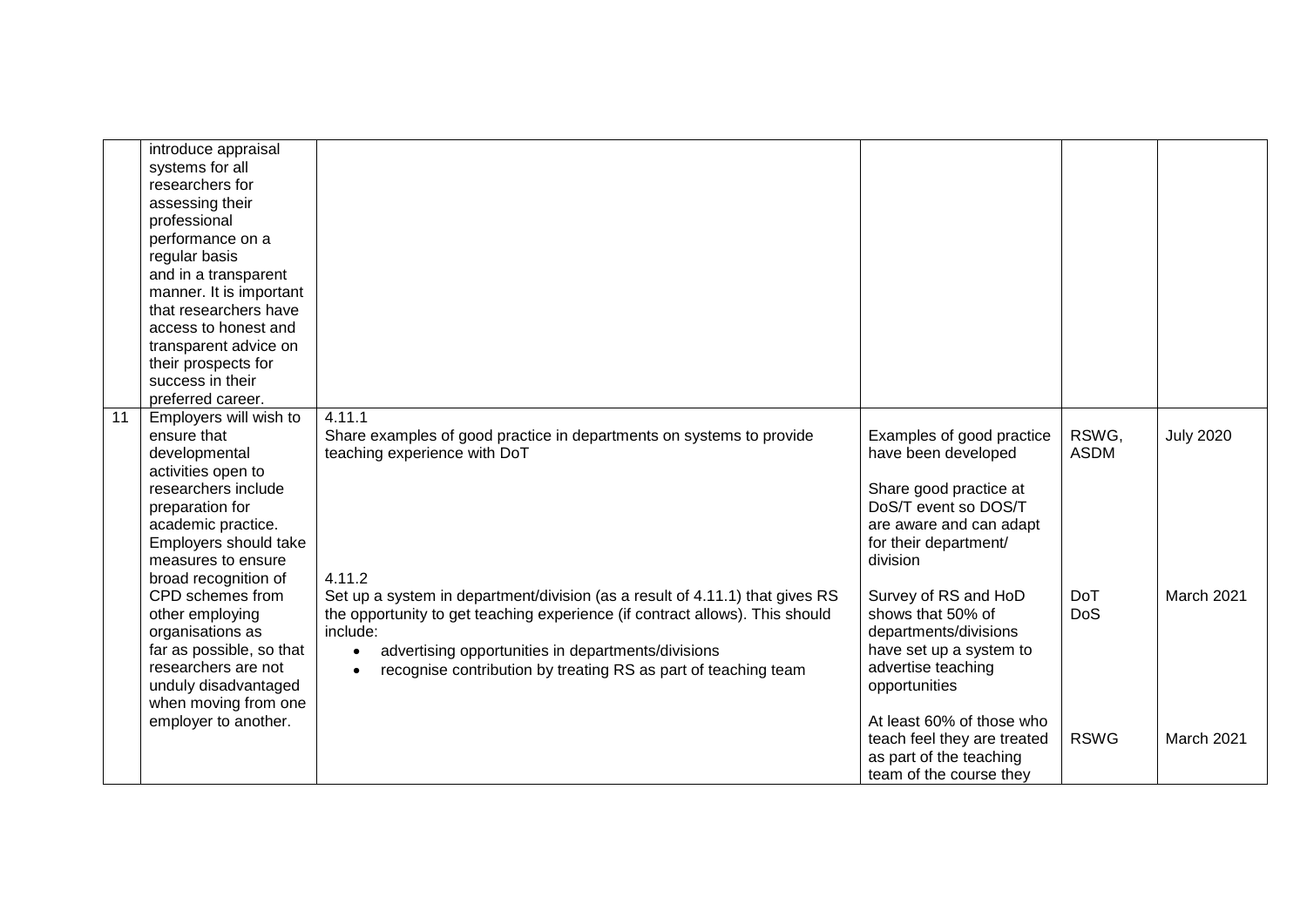| | | | | | |
|---|---|---|---|---|---|
| | introduce appraisal systems for all researchers for assessing their professional performance on a regular basis and in a transparent manner. It is important that researchers have access to honest and transparent advice on their prospects for success in their preferred career. | | | | |
| 11 | Employers will wish to ensure that developmental activities open to researchers include preparation for academic practice. Employers should take measures to ensure broad recognition of CPD schemes from other employing organisations as far as possible, so that researchers are not unduly disadvantaged when moving from one employer to another. | 4.11.1<br>Share examples of good practice in departments on systems to provide teaching experience with DoT | Examples of good practice have been developed<br><br>Share good practice at DoS/T event so DOS/T are aware and can adapt for their department/ division | RSWG, ASDM | July 2020 |
| | | 4.11.2<br>Set up a system in department/division (as a result of 4.11.1) that gives RS the opportunity to get teaching experience (if contract allows). This should include:<br>• advertising opportunities in departments/divisions<br>• recognise contribution by treating RS as part of teaching team | Survey of RS and HoD shows that 50% of departments/divisions have set up a system to advertise teaching opportunities | DoT<br>DoS | March 2021 |
| | | | At least 60% of those who teach feel they are treated as part of the teaching team of the course they | RSWG | March 2021 |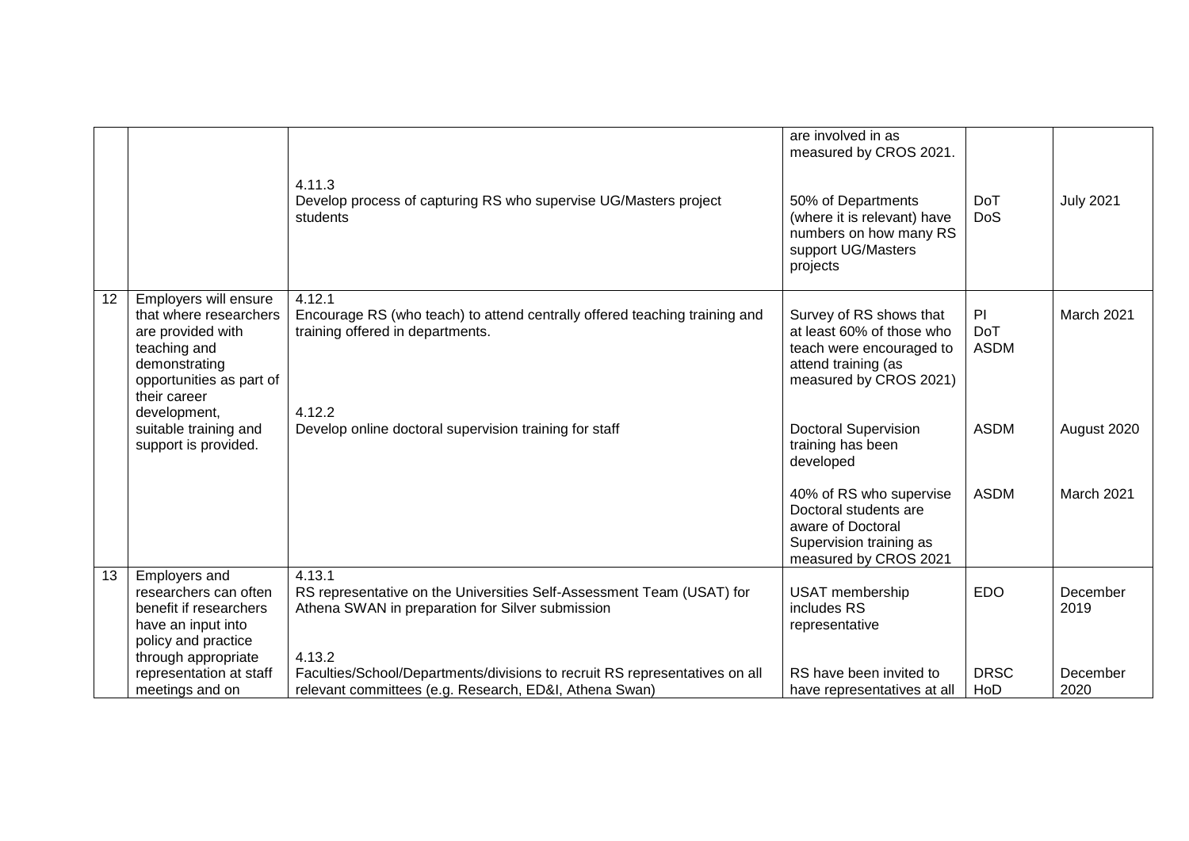| | | | | | |
|---|---|---|---|---|---|
| | | | are involved in as measured by CROS 2021. | | |
| | | 4.11.3<br>Develop process of capturing RS who supervise UG/Masters project students | 50% of Departments (where it is relevant) have numbers on how many RS support UG/Masters projects | DoT<br>DoS | July 2021 |
| 12 | Employers will ensure that where researchers are provided with teaching and demonstrating opportunities as part of their career development, suitable training and support is provided. | 4.12.1<br>Encourage RS (who teach) to attend centrally offered teaching training and training offered in departments. | Survey of RS shows that at least 60% of those who teach were encouraged to attend training (as measured by CROS 2021) | PI<br>DoT<br>ASDM | March 2021 |
| | | 4.12.2<br>Develop online doctoral supervision training for staff | Doctoral Supervision training has been developed | ASDM | August 2020 |
| | | | 40% of RS who supervise Doctoral students are aware of Doctoral Supervision training as measured by CROS 2021 | ASDM | March 2021 |
| 13 | Employers and researchers can often benefit if researchers have an input into policy and practice through appropriate representation at staff meetings and on | 4.13.1<br>RS representative on the Universities Self-Assessment Team (USAT) for Athena SWAN in preparation for Silver submission | USAT membership includes RS representative | EDO | December 2019 |
| | | 4.13.2<br>Faculties/School/Departments/divisions to recruit RS representatives on all relevant committees (e.g. Research, ED&I, Athena Swan) | RS have been invited to have representatives at all | DRSC<br>HoD | December 2020 |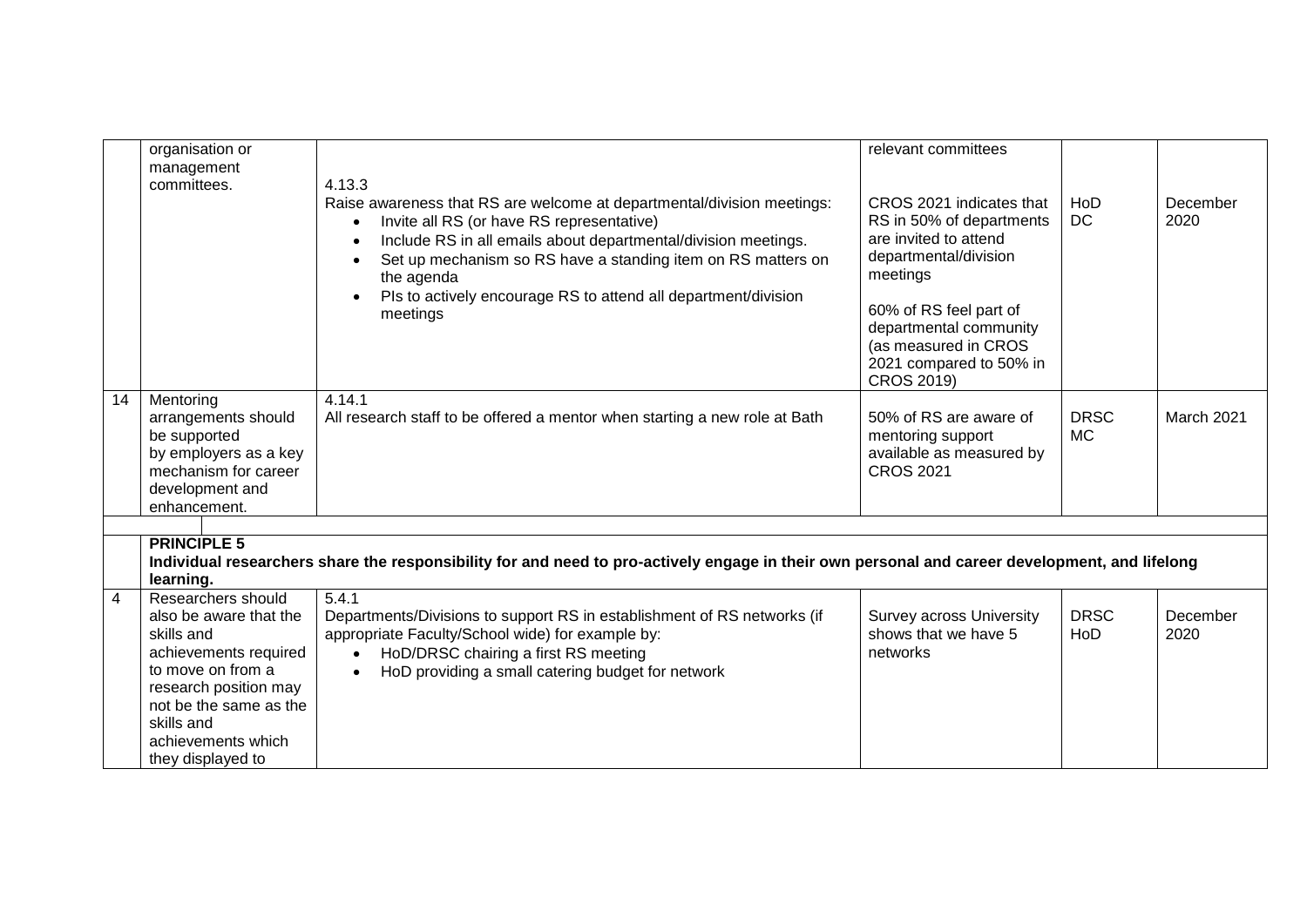| | | | | | |
|---|---|---|---|---|---|
| | organisation or management committees. | 4.13.3<br>Raise awareness that RS are welcome at departmental/division meetings:<br>• Invite all RS (or have RS representative)<br>• Include RS in all emails about departmental/division meetings.<br>• Set up mechanism so RS have a standing item on RS matters on the agenda<br>• PIs to actively encourage RS to attend all department/division meetings | relevant committees<br><br>CROS 2021 indicates that RS in 50% of departments are invited to attend departmental/division meetings<br><br>60% of RS feel part of departmental community (as measured in CROS 2021 compared to 50% in CROS 2019) | HoD<br>DC | December 2020 |
| 14 | Mentoring arrangements should be supported by employers as a key mechanism for career development and enhancement. | 4.14.1<br>All research staff to be offered a mentor when starting a new role at Bath | 50% of RS are aware of mentoring support available as measured by CROS 2021 | DRSC<br>MC | March 2021 |
| | | | | | |
| | **PRINCIPLE 5**<br>**Individual researchers share the responsibility for and need to pro-actively engage in their own personal and career development, and lifelong learning.** | | | | |
| 4 | Researchers should also be aware that the skills and achievements required to move on from a research position may not be the same as the skills and achievements which they displayed to | 5.4.1<br>Departments/Divisions to support RS in establishment of RS networks (if appropriate Faculty/School wide) for example by:<br>• HoD/DRSC chairing a first RS meeting<br>• HoD providing a small catering budget for network | Survey across University shows that we have 5 networks | DRSC<br>HoD | December 2020 |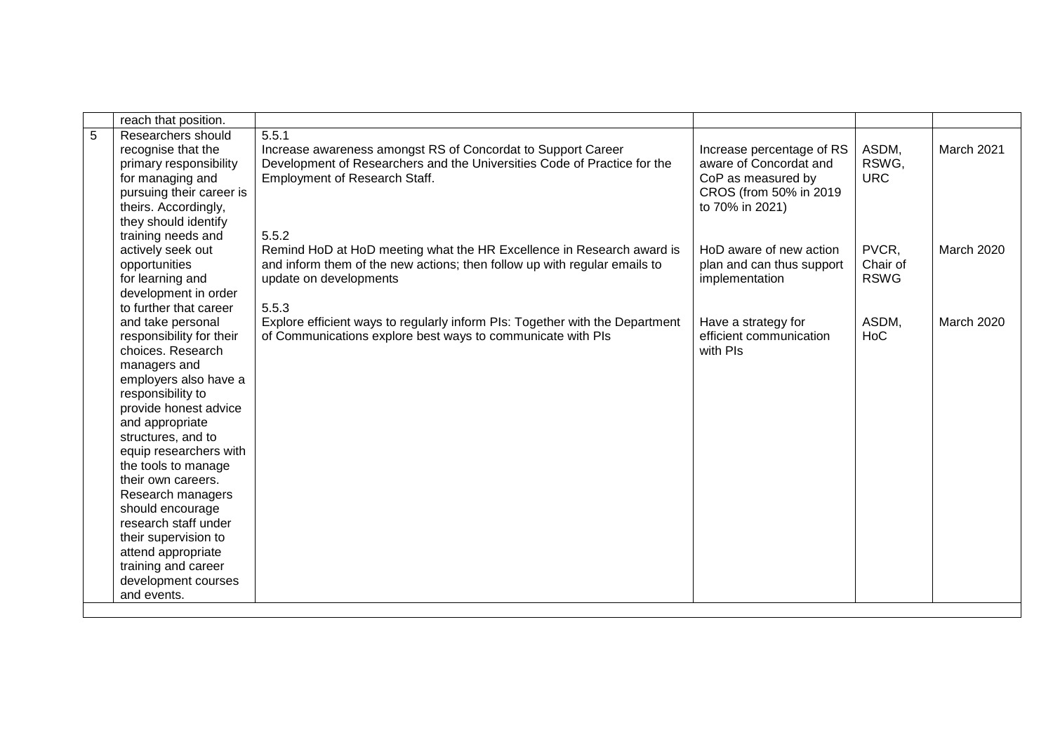|  |  |  |  |  |  |
|---|---|---|---|---|---|
|  | reach that position. |  |  |  |  |
| 5 | Researchers should recognise that the primary responsibility for managing and pursuing their career is theirs. Accordingly, they should identify training needs and actively seek out opportunities for learning and development in order to further that career and take personal responsibility for their choices. Research managers and employers also have a responsibility to provide honest advice and appropriate structures, and to equip researchers with the tools to manage their own careers. Research managers should encourage research staff under their supervision to attend appropriate training and career development courses and events. | 5.5.1<br>Increase awareness amongst RS of Concordat to Support Career Development of Researchers and the Universities Code of Practice for the Employment of Research Staff. | Increase percentage of RS aware of Concordat and CoP as measured by CROS (from 50% in 2019 to 70% in 2021) | ASDM, RSWG, URC | March 2021 |
|  |  | 5.5.2<br>Remind HoD at HoD meeting what the HR Excellence in Research award is and inform them of the new actions; then follow up with regular emails to update on developments | HoD aware of new action plan and can thus support implementation | PVCR, Chair of RSWG | March 2020 |
|  |  | 5.5.3<br>Explore efficient ways to regularly inform PIs: Together with the Department of Communications explore best ways to communicate with PIs | Have a strategy for efficient communication with PIs | ASDM, HoC | March 2020 |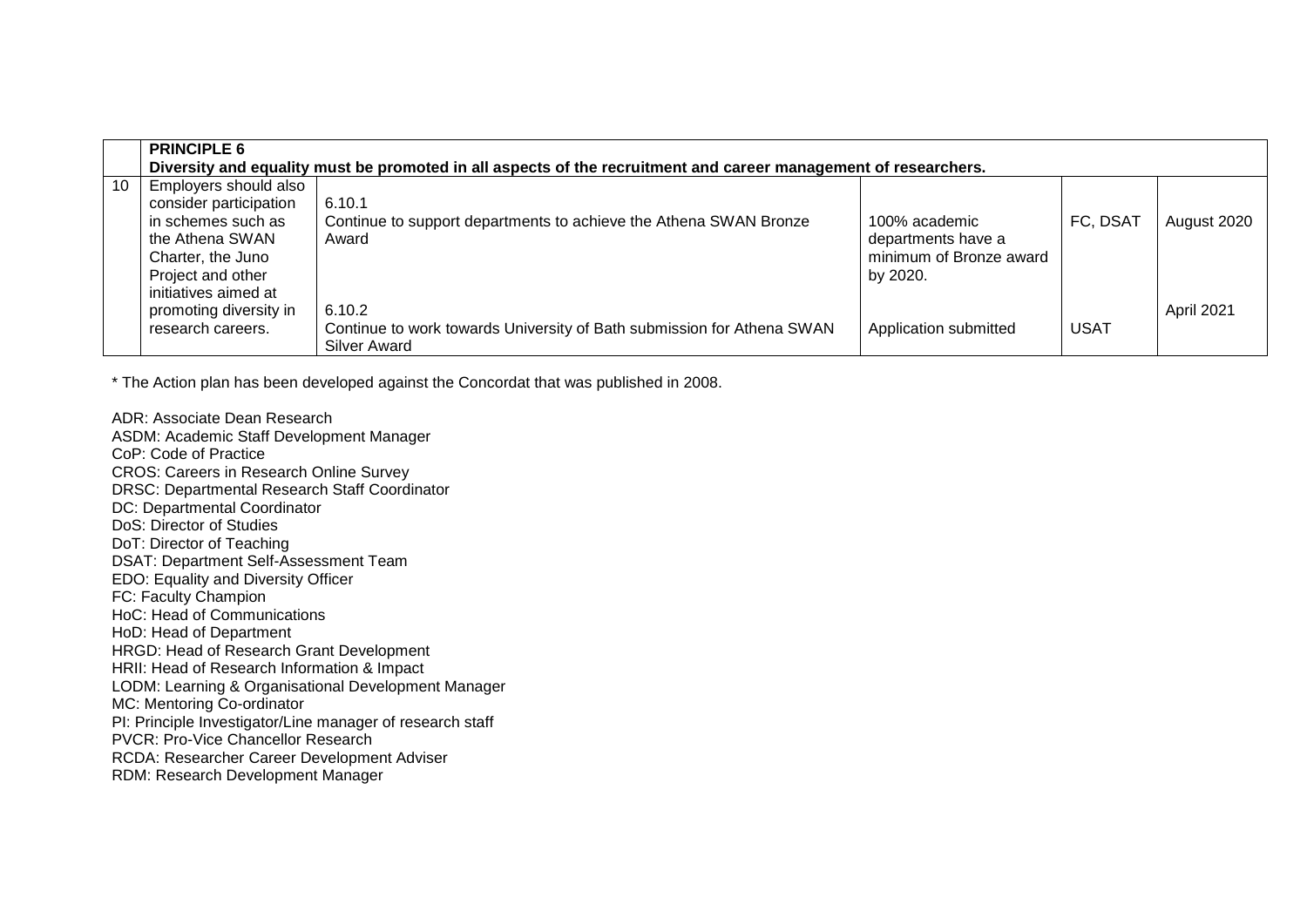| | **PRINCIPLE 6**<br>**Diversity and equality must be promoted in all aspects of the recruitment and career management of researchers.** | | | | |
|---|---|---|---|---|---|
| 10 | Employers should also consider participation in schemes such as the Athena SWAN Charter, the Juno Project and other initiatives aimed at promoting diversity in research careers. | 6.10.1<br>Continue to support departments to achieve the Athena SWAN Bronze Award | 100% academic departments have a minimum of Bronze award by 2020. | FC, DSAT | August 2020 |
| | | 6.10.2<br>Continue to work towards University of Bath submission for Athena SWAN Silver Award | Application submitted | USAT | April 2021 |

* The Action plan has been developed against the Concordat that was published in 2008.

ADR: Associate Dean Research
ASDM: Academic Staff Development Manager
CoP: Code of Practice
CROS: Careers in Research Online Survey
DRSC: Departmental Research Staff Coordinator
DC: Departmental Coordinator
DoS: Director of Studies
DoT: Director of Teaching
DSAT: Department Self-Assessment Team
EDO: Equality and Diversity Officer
FC: Faculty Champion
HoC: Head of Communications
HoD: Head of Department
HRGD: Head of Research Grant Development
HRII: Head of Research Information & Impact
LODM: Learning & Organisational Development Manager
MC: Mentoring Co-ordinator
PI: Principle Investigator/Line manager of research staff
PVCR: Pro-Vice Chancellor Research
RCDA: Researcher Career Development Adviser
RDM: Research Development Manager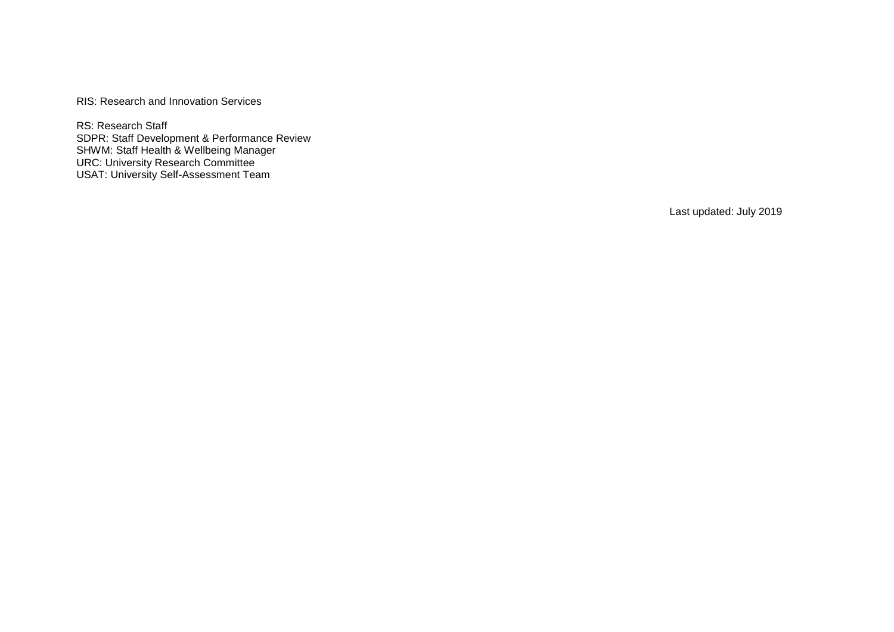RIS: Research and Innovation Services

RS: Research Staff
SDPR: Staff Development & Performance Review
SHWM: Staff Health & Wellbeing Manager
URC: University Research Committee
USAT: University Self-Assessment Team

Last updated: July 2019